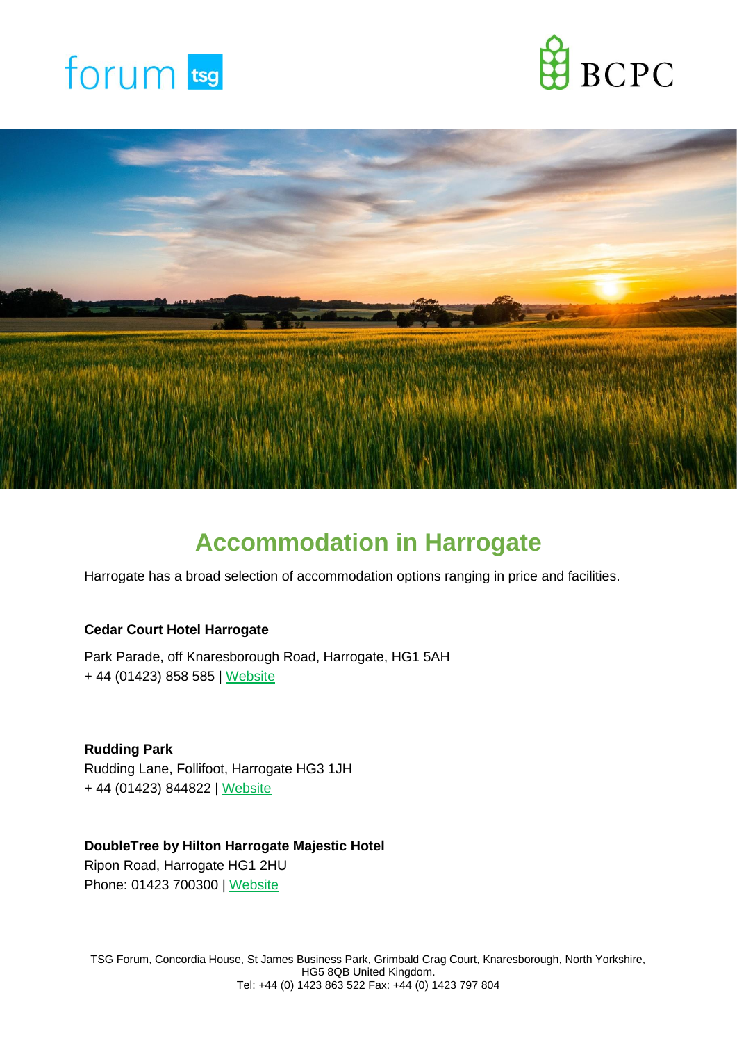# Accommodation in Harrogate

Harrogate has a broad selection of accommodation options ranging in price and facilities.

**Cedar Court Hotel Harrogate**

Park Parade, off Knaresborough Road, Harrogate, HG1 5AH
+ 44 (01423) 858 585 | Website

**Rudding Park**
Rudding Lane, Follifoot, Harrogate HG3 1JH
+ 44 (01423) 844822 | Website

**DoubleTree by Hilton Harrogate Majestic Hotel**
Ripon Road, Harrogate HG1 2HU
Phone: 01423 700300 | Website

TSG Forum, Concordia House, St James Business Park, Grimbald Crag Court, Knaresborough, North Yorkshire, HG5 8QB United Kingdom.
Tel: +44 (0) 1423 863 522 Fax: +44 (0) 1423 797 804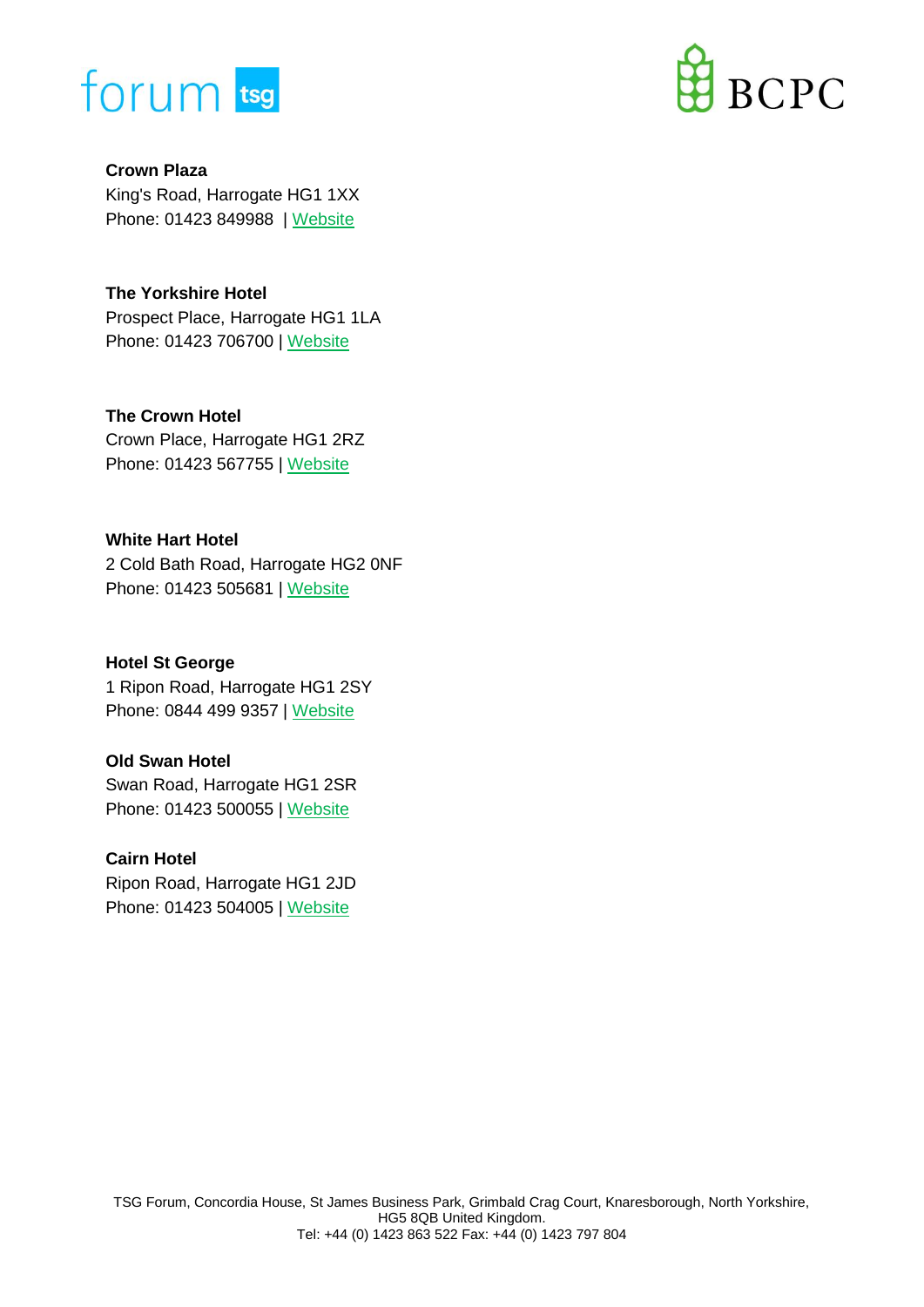**Crown Plaza**
King's Road, Harrogate HG1 1XX
Phone: 01423 849988 | Website

**The Yorkshire Hotel**
Prospect Place, Harrogate HG1 1LA
Phone: 01423 706700 | Website

**The Crown Hotel**
Crown Place, Harrogate HG1 2RZ
Phone: 01423 567755 | Website

**White Hart Hotel**
2 Cold Bath Road, Harrogate HG2 0NF
Phone: 01423 505681 | Website

**Hotel St George**
1 Ripon Road, Harrogate HG1 2SY
Phone: 0844 499 9357 | Website

**Old Swan Hotel**
Swan Road, Harrogate HG1 2SR
Phone: 01423 500055 | Website

**Cairn Hotel**
Ripon Road, Harrogate HG1 2JD
Phone: 01423 504005 | Website